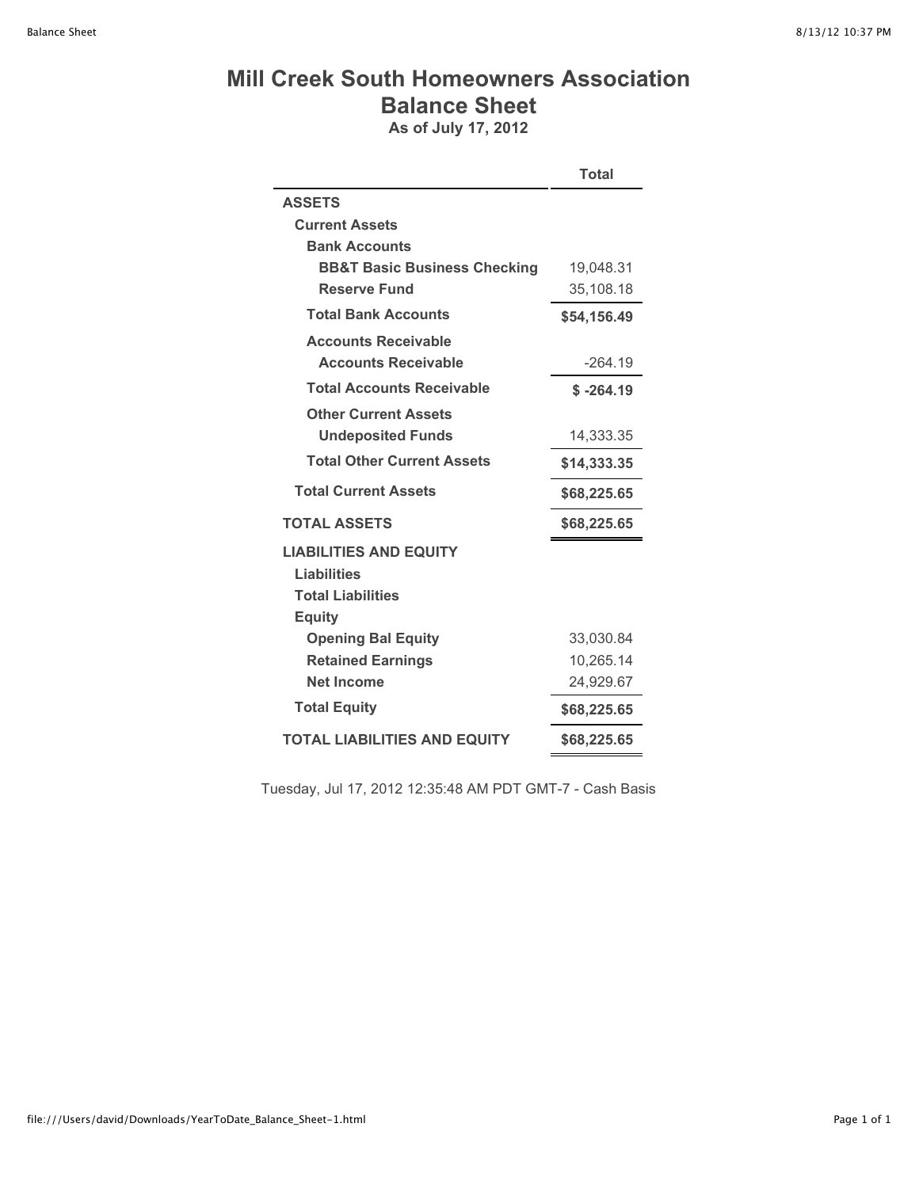# Mill Creek South Homeowners Association
## Balance Sheet
**As of July 17, 2012**

| | Total |
|---|---|
| **ASSETS** | |
| **Current Assets** | |
| **Bank Accounts** | |
| **BB&T Basic Business Checking** | 19,048.31 |
| **Reserve Fund** | 35,108.18 |
| **Total Bank Accounts** | **$54,156.49** |
| **Accounts Receivable** | |
| **Accounts Receivable** | -264.19 |
| **Total Accounts Receivable** | **$ -264.19** |
| **Other Current Assets** | |
| **Undeposited Funds** | 14,333.35 |
| **Total Other Current Assets** | **$14,333.35** |
| **Total Current Assets** | **$68,225.65** |
| **TOTAL ASSETS** | **$68,225.65** |
| **LIABILITIES AND EQUITY** | |
| **Liabilities** | |
| **Total Liabilities** | |
| **Equity** | |
| **Opening Bal Equity** | 33,030.84 |
| **Retained Earnings** | 10,265.14 |
| **Net Income** | 24,929.67 |
| **Total Equity** | **$68,225.65** |
| **TOTAL LIABILITIES AND EQUITY** | **$68,225.65** |

Tuesday, Jul 17, 2012 12:35:48 AM PDT GMT-7 - Cash Basis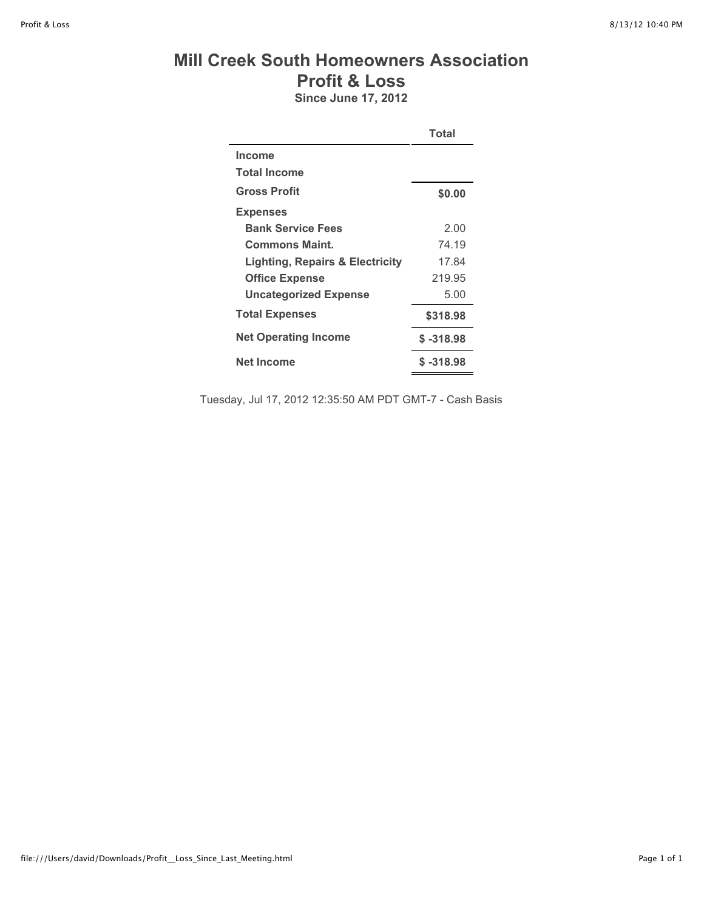# Mill Creek South Homeowners Association
## Profit & Loss
### Since June 17, 2012

| | Total |
|---|---|
| **Income** | |
| **Total Income** | |
| **Gross Profit** | **$0.00** |
| **Expenses** | |
| **Bank Service Fees** | 2.00 |
| **Commons Maint.** | 74.19 |
| **Lighting, Repairs & Electricity** | 17.84 |
| **Office Expense** | 219.95 |
| **Uncategorized Expense** | 5.00 |
| **Total Expenses** | **$318.98** |
| **Net Operating Income** | **$ -318.98** |
| **Net Income** | **$ -318.98** |

Tuesday, Jul 17, 2012 12:35:50 AM PDT GMT-7 - Cash Basis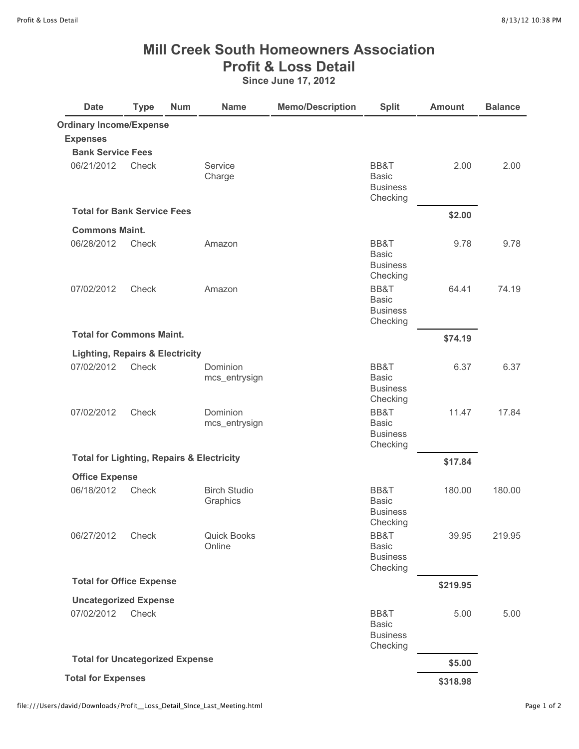# Mill Creek South Homeowners Association
# Profit & Loss Detail
**Since June 17, 2012**

| Date | Type | Num | Name | Memo/Description | Split | Amount | Balance |
|---|---|---|---|---|---|---|---|
| **Ordinary Income/Expense** | | | | | | | |
| **Expenses** | | | | | | | |
| **Bank Service Fees** | | | | | | | |
| 06/21/2012 | Check | | Service Charge | | BB&T Basic Business Checking | 2.00 | 2.00 |
| **Total for Bank Service Fees** | | | | | | **$2.00** | |
| **Commons Maint.** | | | | | | | |
| 06/28/2012 | Check | | Amazon | | BB&T Basic Business Checking | 9.78 | 9.78 |
| 07/02/2012 | Check | | Amazon | | BB&T Basic Business Checking | 64.41 | 74.19 |
| **Total for Commons Maint.** | | | | | | **$74.19** | |
| **Lighting, Repairs & Electricity** | | | | | | | |
| 07/02/2012 | Check | | Dominion mcs_entrysign | | BB&T Basic Business Checking | 6.37 | 6.37 |
| 07/02/2012 | Check | | Dominion mcs_entrysign | | BB&T Basic Business Checking | 11.47 | 17.84 |
| **Total for Lighting, Repairs & Electricity** | | | | | | **$17.84** | |
| **Office Expense** | | | | | | | |
| 06/18/2012 | Check | | Birch Studio Graphics | | BB&T Basic Business Checking | 180.00 | 180.00 |
| 06/27/2012 | Check | | Quick Books Online | | BB&T Basic Business Checking | 39.95 | 219.95 |
| **Total for Office Expense** | | | | | | **$219.95** | |
| **Uncategorized Expense** | | | | | | | |
| 07/02/2012 | Check | | | | BB&T Basic Business Checking | 5.00 | 5.00 |
| **Total for Uncategorized Expense** | | | | | | **$5.00** | |
| **Total for Expenses** | | | | | | **$318.98** | |